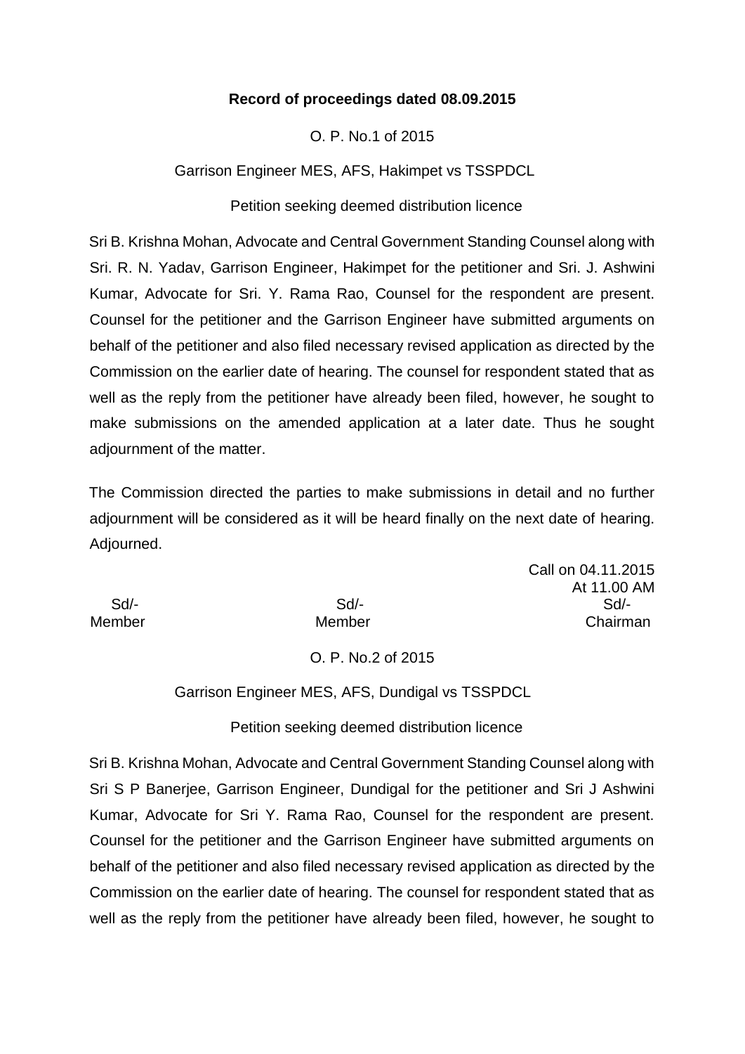**Record of proceedings dated 08.09.2015**

O. P. No.1 of 2015

Garrison Engineer MES, AFS, Hakimpet vs TSSPDCL

Petition seeking deemed distribution licence

Sri B. Krishna Mohan, Advocate and Central Government Standing Counsel along with Sri. R. N. Yadav, Garrison Engineer, Hakimpet for the petitioner and Sri. J. Ashwini Kumar, Advocate for Sri. Y. Rama Rao, Counsel for the respondent are present. Counsel for the petitioner and the Garrison Engineer have submitted arguments on behalf of the petitioner and also filed necessary revised application as directed by the Commission on the earlier date of hearing. The counsel for respondent stated that as well as the reply from the petitioner have already been filed, however, he sought to make submissions on the amended application at a later date. Thus he sought adjournment of the matter.

The Commission directed the parties to make submissions in detail and no further adjournment will be considered as it will be heard finally on the next date of hearing. Adjourned.

Call on 04.11.2015
At 11.00 AM

| Sd/- | Sd/- | Sd/- |
|---|---|---|
| Member | Member | Chairman |

O. P. No.2 of 2015

Garrison Engineer MES, AFS, Dundigal vs TSSPDCL

Petition seeking deemed distribution licence

Sri B. Krishna Mohan, Advocate and Central Government Standing Counsel along with Sri S P Banerjee, Garrison Engineer, Dundigal for the petitioner and Sri J Ashwini Kumar, Advocate for Sri Y. Rama Rao, Counsel for the respondent are present. Counsel for the petitioner and the Garrison Engineer have submitted arguments on behalf of the petitioner and also filed necessary revised application as directed by the Commission on the earlier date of hearing. The counsel for respondent stated that as well as the reply from the petitioner have already been filed, however, he sought to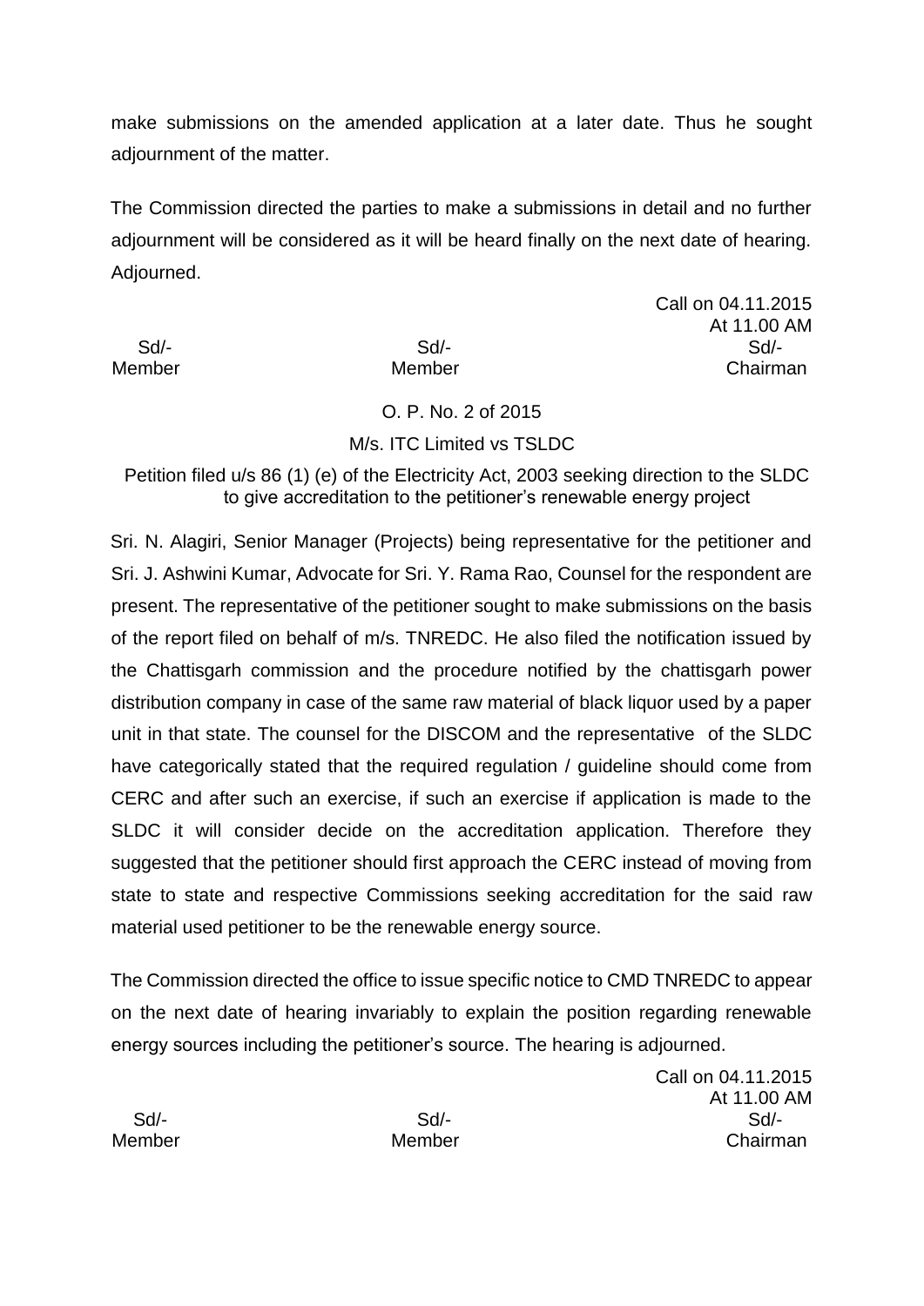make submissions on the amended application at a later date. Thus he sought adjournment of the matter.

The Commission directed the parties to make a submissions in detail and no further adjournment will be considered as it will be heard finally on the next date of hearing. Adjourned.

Call on 04.11.2015
At 11.00 AM

| Sd/- | Sd/- | Sd/- |
|---|---|---|
| Member | Member | Chairman |

O. P. No. 2 of 2015

M/s. ITC Limited vs TSLDC

Petition filed u/s 86 (1) (e) of the Electricity Act, 2003 seeking direction to the SLDC to give accreditation to the petitioner's renewable energy project

Sri. N. Alagiri, Senior Manager (Projects) being representative for the petitioner and Sri. J. Ashwini Kumar, Advocate for Sri. Y. Rama Rao, Counsel for the respondent are present. The representative of the petitioner sought to make submissions on the basis of the report filed on behalf of m/s. TNREDC. He also filed the notification issued by the Chattisgarh commission and the procedure notified by the chattisgarh power distribution company in case of the same raw material of black liquor used by a paper unit in that state. The counsel for the DISCOM and the representative of the SLDC have categorically stated that the required regulation / guideline should come from CERC and after such an exercise, if such an exercise if application is made to the SLDC it will consider decide on the accreditation application. Therefore they suggested that the petitioner should first approach the CERC instead of moving from state to state and respective Commissions seeking accreditation for the said raw material used petitioner to be the renewable energy source.

The Commission directed the office to issue specific notice to CMD TNREDC to appear on the next date of hearing invariably to explain the position regarding renewable energy sources including the petitioner's source. The hearing is adjourned.

Call on 04.11.2015
At 11.00 AM

| Sd/- | Sd/- | Sd/- |
|---|---|---|
| Member | Member | Chairman |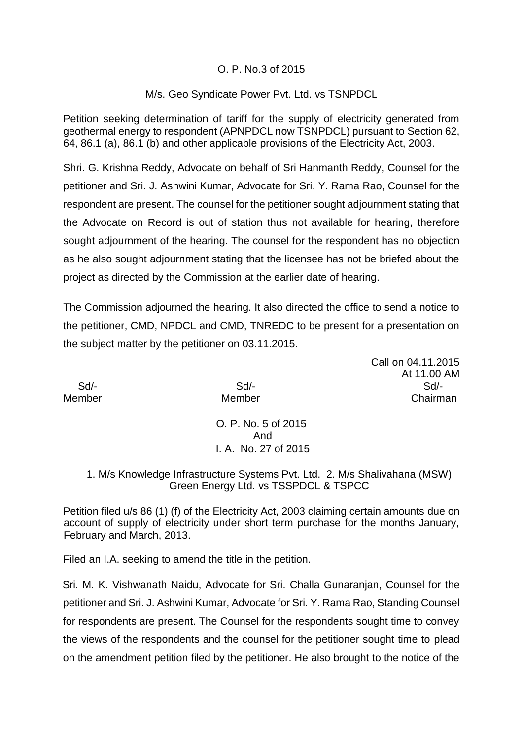O. P. No.3 of 2015

M/s. Geo Syndicate Power Pvt. Ltd. vs TSNPDCL

Petition seeking determination of tariff for the supply of electricity generated from geothermal energy to respondent (APNPDCL now TSNPDCL) pursuant to Section 62, 64, 86.1 (a), 86.1 (b) and other applicable provisions of the Electricity Act, 2003.

Shri. G. Krishna Reddy, Advocate on behalf of Sri Hanmanth Reddy, Counsel for the petitioner and Sri. J. Ashwini Kumar, Advocate for Sri. Y. Rama Rao, Counsel for the respondent are present. The counsel for the petitioner sought adjournment stating that the Advocate on Record is out of station thus not available for hearing, therefore sought adjournment of the hearing. The counsel for the respondent has no objection as he also sought adjournment stating that the licensee has not be briefed about the project as directed by the Commission at the earlier date of hearing.

The Commission adjourned the hearing. It also directed the office to send a notice to the petitioner, CMD, NPDCL and CMD, TNREDC to be present for a presentation on the subject matter by the petitioner on 03.11.2015.

Call on 04.11.2015
At 11.00 AM

| Sd/- | Sd/- | Sd/- |
|---|---|---|
| Member | Member | Chairman |

O. P. No. 5 of 2015
And
I. A. No. 27 of 2015

1. M/s Knowledge Infrastructure Systems Pvt. Ltd. 2. M/s Shalivahana (MSW) Green Energy Ltd. vs TSSPDCL & TSPCC

Petition filed u/s 86 (1) (f) of the Electricity Act, 2003 claiming certain amounts due on account of supply of electricity under short term purchase for the months January, February and March, 2013.

Filed an I.A. seeking to amend the title in the petition.

Sri. M. K. Vishwanath Naidu, Advocate for Sri. Challa Gunaranjan, Counsel for the petitioner and Sri. J. Ashwini Kumar, Advocate for Sri. Y. Rama Rao, Standing Counsel for respondents are present. The Counsel for the respondents sought time to convey the views of the respondents and the counsel for the petitioner sought time to plead on the amendment petition filed by the petitioner. He also brought to the notice of the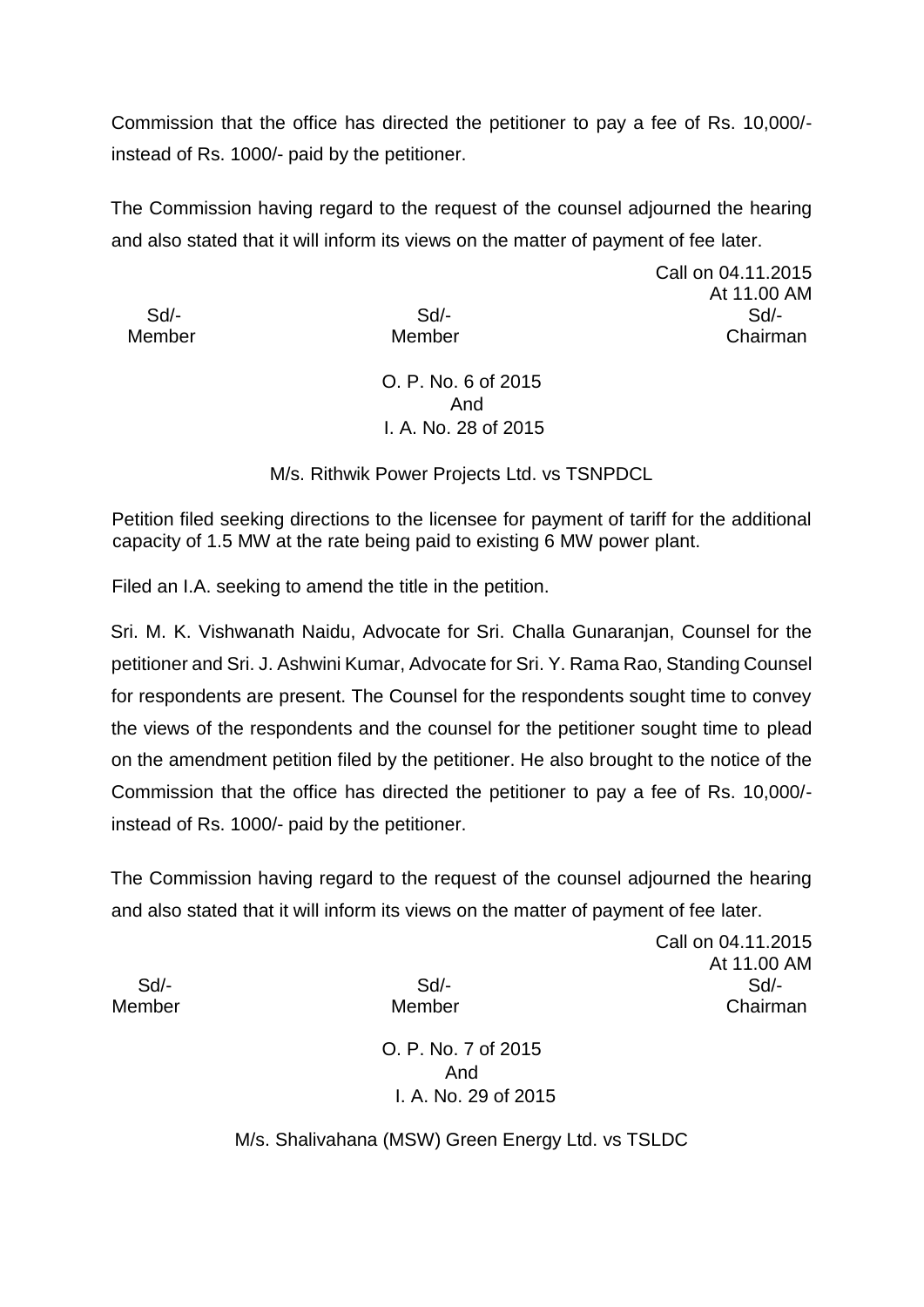Commission that the office has directed the petitioner to pay a fee of Rs. 10,000/- instead of Rs. 1000/- paid by the petitioner.

The Commission having regard to the request of the counsel adjourned the hearing and also stated that it will inform its views on the matter of payment of fee later.

Call on 04.11.2015
At 11.00 AM

| Sd/- | Sd/- | Sd/- |
|---|---|---|
| Member | Member | Chairman |

O. P. No. 6 of 2015
And
I. A. No. 28 of 2015

M/s. Rithwik Power Projects Ltd. vs TSNPDCL

Petition filed seeking directions to the licensee for payment of tariff for the additional capacity of 1.5 MW at the rate being paid to existing 6 MW power plant.

Filed an I.A. seeking to amend the title in the petition.

Sri. M. K. Vishwanath Naidu, Advocate for Sri. Challa Gunaranjan, Counsel for the petitioner and Sri. J. Ashwini Kumar, Advocate for Sri. Y. Rama Rao, Standing Counsel for respondents are present. The Counsel for the respondents sought time to convey the views of the respondents and the counsel for the petitioner sought time to plead on the amendment petition filed by the petitioner. He also brought to the notice of the Commission that the office has directed the petitioner to pay a fee of Rs. 10,000/- instead of Rs. 1000/- paid by the petitioner.

The Commission having regard to the request of the counsel adjourned the hearing and also stated that it will inform its views on the matter of payment of fee later.

Call on 04.11.2015
At 11.00 AM

| Sd/- | Sd/- | Sd/- |
|---|---|---|
| Member | Member | Chairman |

O. P. No. 7 of 2015
And
I. A. No. 29 of 2015

M/s. Shalivahana (MSW) Green Energy Ltd. vs TSLDC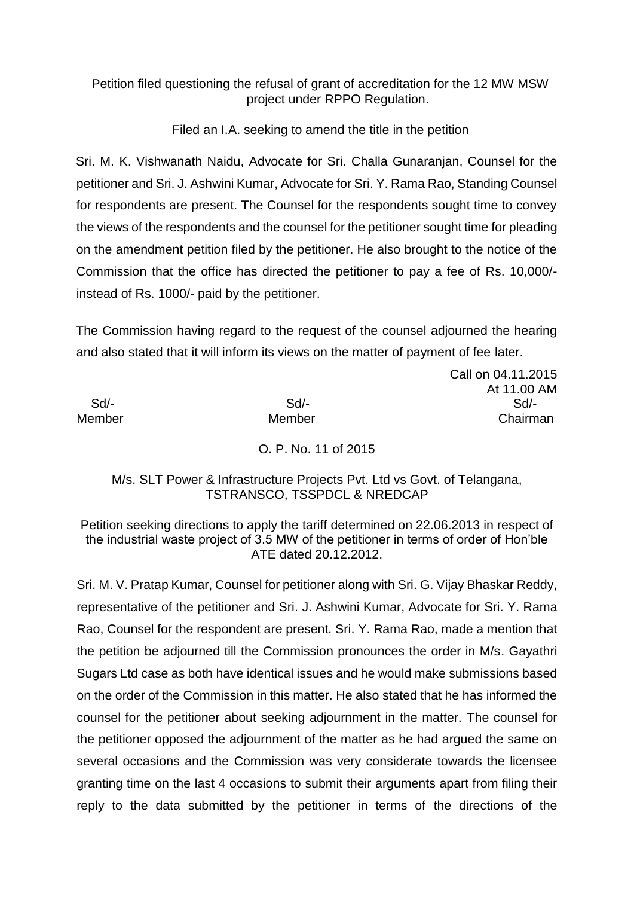Petition filed questioning the refusal of grant of accreditation for the 12 MW MSW project under RPPO Regulation.

Filed an I.A. seeking to amend the title in the petition

Sri. M. K. Vishwanath Naidu, Advocate for Sri. Challa Gunaranjan, Counsel for the petitioner and Sri. J. Ashwini Kumar, Advocate for Sri. Y. Rama Rao, Standing Counsel for respondents are present. The Counsel for the respondents sought time to convey the views of the respondents and the counsel for the petitioner sought time for pleading on the amendment petition filed by the petitioner. He also brought to the notice of the Commission that the office has directed the petitioner to pay a fee of Rs. 10,000/- instead of Rs. 1000/- paid by the petitioner.

The Commission having regard to the request of the counsel adjourned the hearing and also stated that it will inform its views on the matter of payment of fee later.

Call on 04.11.2015
At 11.00 AM

| Sd/- | Sd/- | Sd/- |
|---|---|---|
| Member | Member | Chairman |

O. P. No. 11 of 2015

M/s. SLT Power & Infrastructure Projects Pvt. Ltd vs Govt. of Telangana, TSTRANSCO, TSSPDCL & NREDCAP

Petition seeking directions to apply the tariff determined on 22.06.2013 in respect of the industrial waste project of 3.5 MW of the petitioner in terms of order of Hon'ble ATE dated 20.12.2012.

Sri. M. V. Pratap Kumar, Counsel for petitioner along with Sri. G. Vijay Bhaskar Reddy, representative of the petitioner and Sri. J. Ashwini Kumar, Advocate for Sri. Y. Rama Rao, Counsel for the respondent are present. Sri. Y. Rama Rao, made a mention that the petition be adjourned till the Commission pronounces the order in M/s. Gayathri Sugars Ltd case as both have identical issues and he would make submissions based on the order of the Commission in this matter. He also stated that he has informed the counsel for the petitioner about seeking adjournment in the matter. The counsel for the petitioner opposed the adjournment of the matter as he had argued the same on several occasions and the Commission was very considerate towards the licensee granting time on the last 4 occasions to submit their arguments apart from filing their reply to the data submitted by the petitioner in terms of the directions of the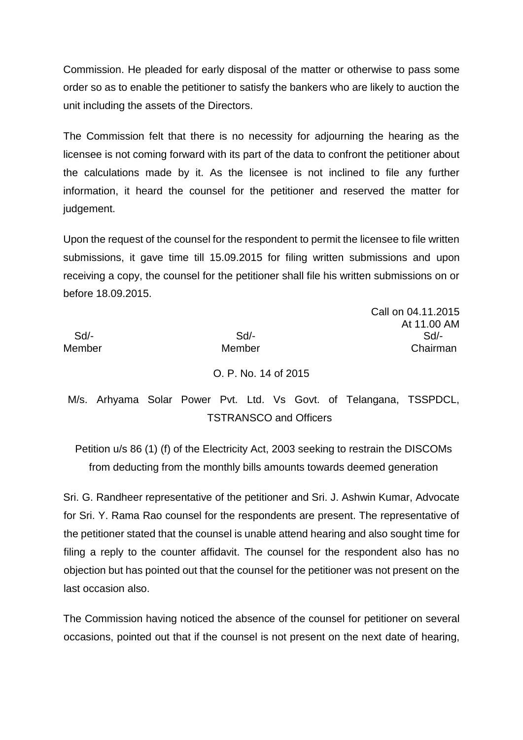Commission. He pleaded for early disposal of the matter or otherwise to pass some order so as to enable the petitioner to satisfy the bankers who are likely to auction the unit including the assets of the Directors.

The Commission felt that there is no necessity for adjourning the hearing as the licensee is not coming forward with its part of the data to confront the petitioner about the calculations made by it. As the licensee is not inclined to file any further information, it heard the counsel for the petitioner and reserved the matter for judgement.

Upon the request of the counsel for the respondent to permit the licensee to file written submissions, it gave time till 15.09.2015 for filing written submissions and upon receiving a copy, the counsel for the petitioner shall file his written submissions on or before 18.09.2015.

Call on 04.11.2015
At 11.00 AM

| Sd/- | Sd/- | Sd/- |
| --- | --- | --- |
| Member | Member | Chairman |

O. P. No. 14 of 2015

M/s. Arhyama Solar Power Pvt. Ltd. Vs Govt. of Telangana, TSSPDCL, TSTRANSCO and Officers

Petition u/s 86 (1) (f) of the Electricity Act, 2003 seeking to restrain the DISCOMs from deducting from the monthly bills amounts towards deemed generation

Sri. G. Randheer representative of the petitioner and Sri. J. Ashwin Kumar, Advocate for Sri. Y. Rama Rao counsel for the respondents are present. The representative of the petitioner stated that the counsel is unable attend hearing and also sought time for filing a reply to the counter affidavit. The counsel for the respondent also has no objection but has pointed out that the counsel for the petitioner was not present on the last occasion also.

The Commission having noticed the absence of the counsel for petitioner on several occasions, pointed out that if the counsel is not present on the next date of hearing,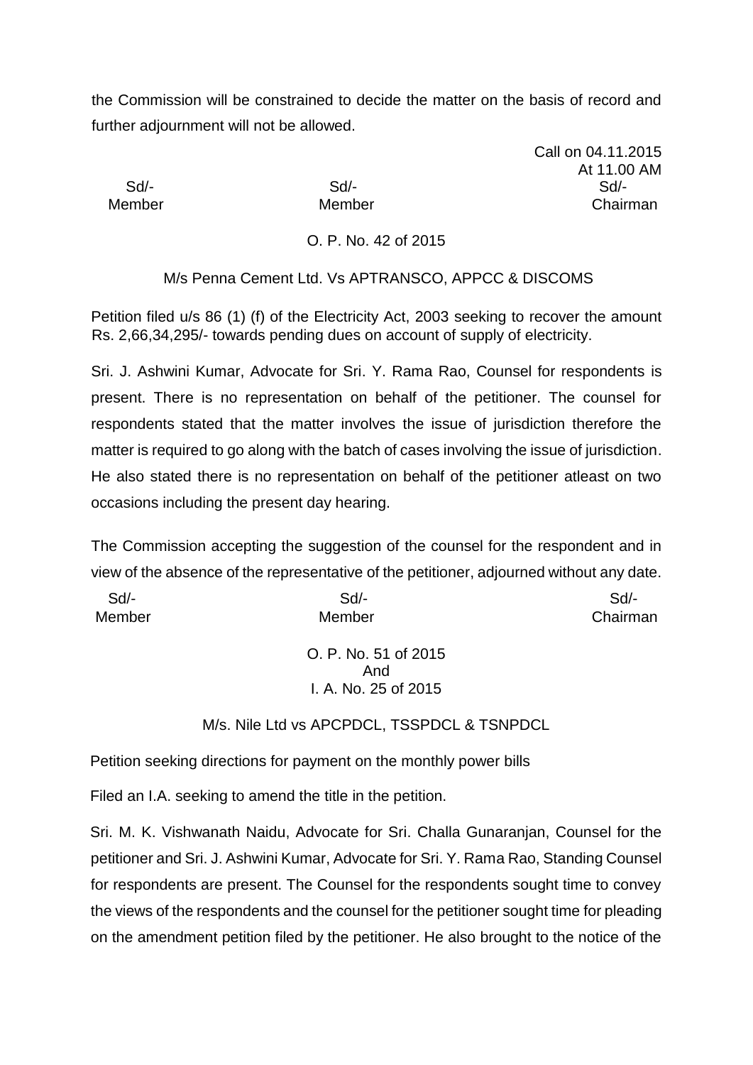the Commission will be constrained to decide the matter on the basis of record and further adjournment will not be allowed.

Call on 04.11.2015
At 11.00 AM

| Sd/- | Sd/- | Sd/- |
|---|---|---|
| Member | Member | Chairman |

O. P. No. 42 of 2015

M/s Penna Cement Ltd. Vs APTRANSCO, APPCC & DISCOMS

Petition filed u/s 86 (1) (f) of the Electricity Act, 2003 seeking to recover the amount Rs. 2,66,34,295/- towards pending dues on account of supply of electricity.

Sri. J. Ashwini Kumar, Advocate for Sri. Y. Rama Rao, Counsel for respondents is present. There is no representation on behalf of the petitioner. The counsel for respondents stated that the matter involves the issue of jurisdiction therefore the matter is required to go along with the batch of cases involving the issue of jurisdiction. He also stated there is no representation on behalf of the petitioner atleast on two occasions including the present day hearing.

The Commission accepting the suggestion of the counsel for the respondent and in view of the absence of the representative of the petitioner, adjourned without any date.

| Sd/- | Sd/- | Sd/- |
|---|---|---|
| Member | Member | Chairman |

O. P. No. 51 of 2015
And
I. A. No. 25 of 2015

M/s. Nile Ltd vs APCPDCL, TSSPDCL & TSNPDCL

Petition seeking directions for payment on the monthly power bills

Filed an I.A. seeking to amend the title in the petition.

Sri. M. K. Vishwanath Naidu, Advocate for Sri. Challa Gunaranjan, Counsel for the petitioner and Sri. J. Ashwini Kumar, Advocate for Sri. Y. Rama Rao, Standing Counsel for respondents are present. The Counsel for the respondents sought time to convey the views of the respondents and the counsel for the petitioner sought time for pleading on the amendment petition filed by the petitioner. He also brought to the notice of the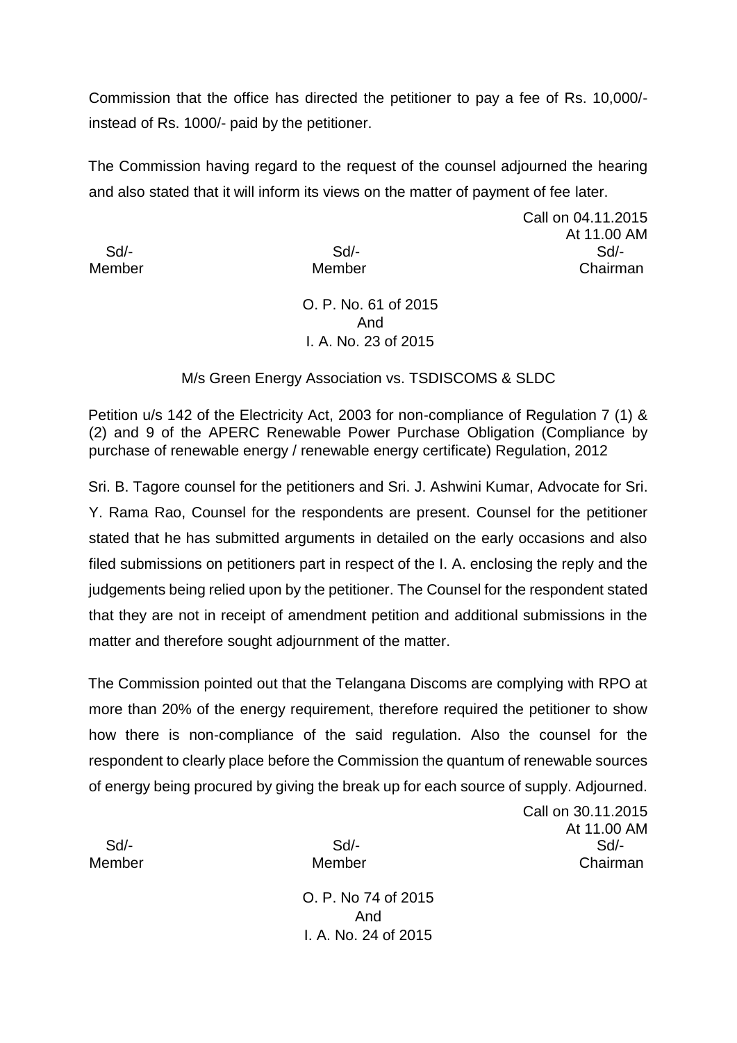Commission that the office has directed the petitioner to pay a fee of Rs. 10,000/- instead of Rs. 1000/- paid by the petitioner.

The Commission having regard to the request of the counsel adjourned the hearing and also stated that it will inform its views on the matter of payment of fee later.

Call on 04.11.2015
At 11.00 AM

| Sd/- | Sd/- | Sd/- |
|---|---|---|
| Member | Member | Chairman |

O. P. No. 61 of 2015
And
I. A. No. 23 of 2015

M/s Green Energy Association vs. TSDISCOMS & SLDC

Petition u/s 142 of the Electricity Act, 2003 for non-compliance of Regulation 7 (1) & (2) and 9 of the APERC Renewable Power Purchase Obligation (Compliance by purchase of renewable energy / renewable energy certificate) Regulation, 2012

Sri. B. Tagore counsel for the petitioners and Sri. J. Ashwini Kumar, Advocate for Sri. Y. Rama Rao, Counsel for the respondents are present. Counsel for the petitioner stated that he has submitted arguments in detailed on the early occasions and also filed submissions on petitioners part in respect of the I. A. enclosing the reply and the judgements being relied upon by the petitioner. The Counsel for the respondent stated that they are not in receipt of amendment petition and additional submissions in the matter and therefore sought adjournment of the matter.

The Commission pointed out that the Telangana Discoms are complying with RPO at more than 20% of the energy requirement, therefore required the petitioner to show how there is non-compliance of the said regulation. Also the counsel for the respondent to clearly place before the Commission the quantum of renewable sources of energy being procured by giving the break up for each source of supply. Adjourned.

Call on 30.11.2015
At 11.00 AM

| Sd/- | Sd/- | Sd/- |
|---|---|---|
| Member | Member | Chairman |

O. P. No 74 of 2015
And
I. A. No. 24 of 2015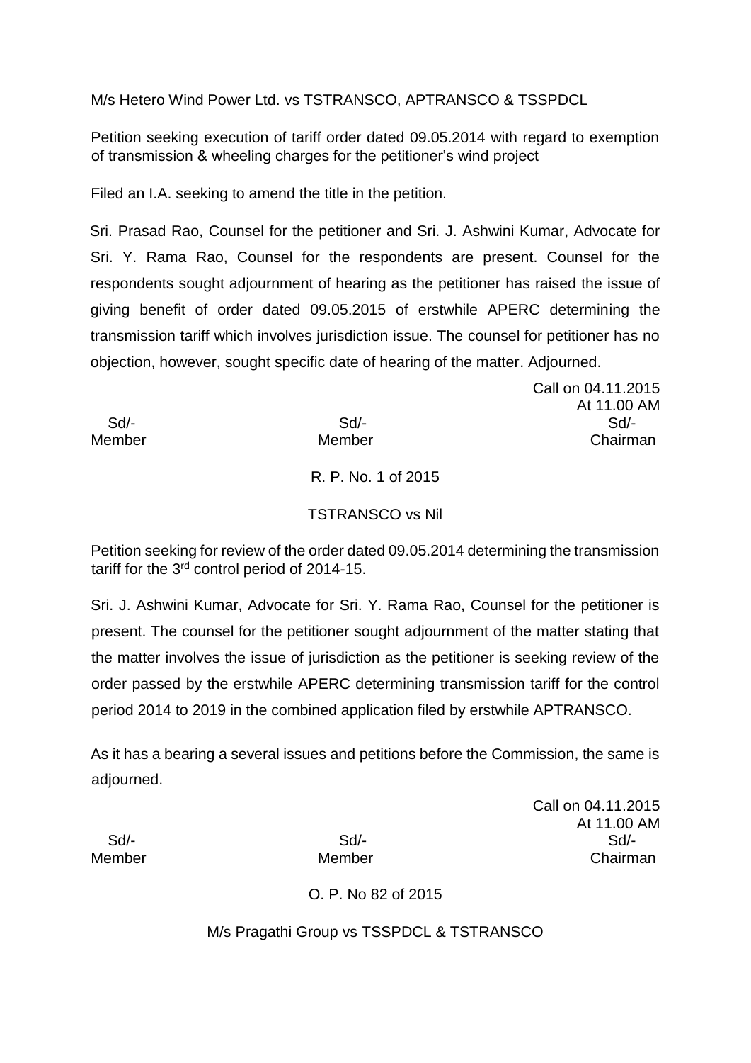M/s Hetero Wind Power Ltd. vs TSTRANSCO, APTRANSCO & TSSPDCL

Petition seeking execution of tariff order dated 09.05.2014 with regard to exemption of transmission & wheeling charges for the petitioner's wind project

Filed an I.A. seeking to amend the title in the petition.

Sri. Prasad Rao, Counsel for the petitioner and Sri. J. Ashwini Kumar, Advocate for Sri. Y. Rama Rao, Counsel for the respondents are present. Counsel for the respondents sought adjournment of hearing as the petitioner has raised the issue of giving benefit of order dated 09.05.2015 of erstwhile APERC determining the transmission tariff which involves jurisdiction issue. The counsel for petitioner has no objection, however, sought specific date of hearing of the matter. Adjourned.

Call on 04.11.2015
At 11.00 AM

| Sd/- | Sd/- | Sd/- |
|---|---|---|
| Member | Member | Chairman |

R. P. No. 1 of 2015

TSTRANSCO vs Nil

Petition seeking for review of the order dated 09.05.2014 determining the transmission tariff for the 3rd control period of 2014-15.

Sri. J. Ashwini Kumar, Advocate for Sri. Y. Rama Rao, Counsel for the petitioner is present. The counsel for the petitioner sought adjournment of the matter stating that the matter involves the issue of jurisdiction as the petitioner is seeking review of the order passed by the erstwhile APERC determining transmission tariff for the control period 2014 to 2019 in the combined application filed by erstwhile APTRANSCO.

As it has a bearing a several issues and petitions before the Commission, the same is adjourned.

Call on 04.11.2015
At 11.00 AM

| Sd/- | Sd/- | Sd/- |
|---|---|---|
| Member | Member | Chairman |

O. P. No 82 of 2015

M/s Pragathi Group vs TSSPDCL & TSTRANSCO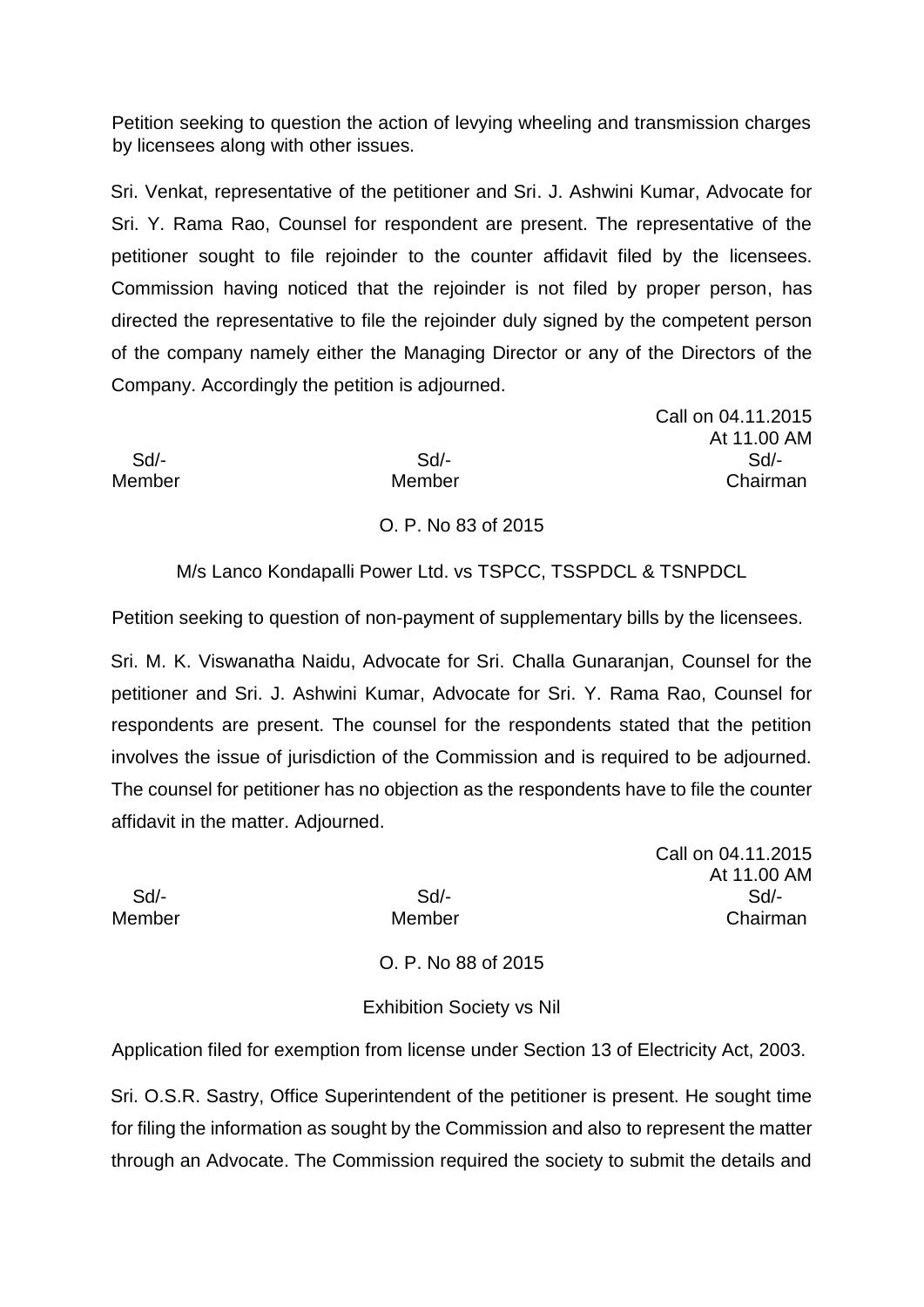Petition seeking to question the action of levying wheeling and transmission charges by licensees along with other issues.

Sri. Venkat, representative of the petitioner and Sri. J. Ashwini Kumar, Advocate for Sri. Y. Rama Rao, Counsel for respondent are present. The representative of the petitioner sought to file rejoinder to the counter affidavit filed by the licensees. Commission having noticed that the rejoinder is not filed by proper person, has directed the representative to file the rejoinder duly signed by the competent person of the company namely either the Managing Director or any of the Directors of the Company. Accordingly the petition is adjourned.

Call on 04.11.2015
At 11.00 AM

| Sd/- | Sd/- | Sd/- |
|---|---|---|
| Member | Member | Chairman |

O. P. No 83 of 2015

M/s Lanco Kondapalli Power Ltd. vs TSPCC, TSSPDCL & TSNPDCL

Petition seeking to question of non-payment of supplementary bills by the licensees.

Sri. M. K. Viswanatha Naidu, Advocate for Sri. Challa Gunaranjan, Counsel for the petitioner and Sri. J. Ashwini Kumar, Advocate for Sri. Y. Rama Rao, Counsel for respondents are present. The counsel for the respondents stated that the petition involves the issue of jurisdiction of the Commission and is required to be adjourned. The counsel for petitioner has no objection as the respondents have to file the counter affidavit in the matter. Adjourned.

Call on 04.11.2015
At 11.00 AM

| Sd/- | Sd/- | Sd/- |
|---|---|---|
| Member | Member | Chairman |

O. P. No 88 of 2015

Exhibition Society vs Nil

Application filed for exemption from license under Section 13 of Electricity Act, 2003.

Sri. O.S.R. Sastry, Office Superintendent of the petitioner is present. He sought time for filing the information as sought by the Commission and also to represent the matter through an Advocate. The Commission required the society to submit the details and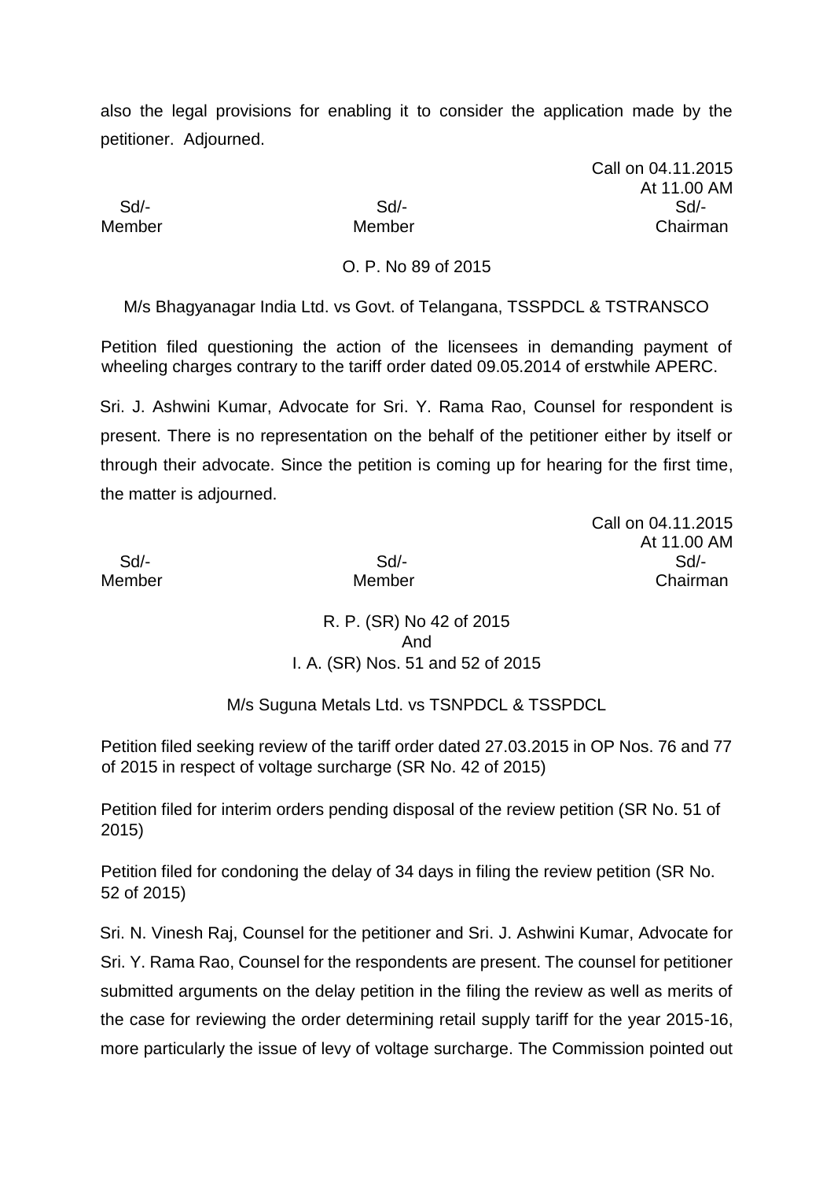also the legal provisions for enabling it to consider the application made by the petitioner. Adjourned.

Call on 04.11.2015
At 11.00 AM

| Sd/- | Sd/- | Sd/- |
|---|---|---|
| Member | Member | Chairman |

O. P. No 89 of 2015

M/s Bhagyanagar India Ltd. vs Govt. of Telangana, TSSPDCL & TSTRANSCO

Petition filed questioning the action of the licensees in demanding payment of wheeling charges contrary to the tariff order dated 09.05.2014 of erstwhile APERC.

Sri. J. Ashwini Kumar, Advocate for Sri. Y. Rama Rao, Counsel for respondent is present. There is no representation on the behalf of the petitioner either by itself or through their advocate. Since the petition is coming up for hearing for the first time, the matter is adjourned.

Call on 04.11.2015
At 11.00 AM

| Sd/- | Sd/- | Sd/- |
|---|---|---|
| Member | Member | Chairman |

R. P. (SR) No 42 of 2015
And
I. A. (SR) Nos. 51 and 52 of 2015

M/s Suguna Metals Ltd. vs TSNPDCL & TSSPDCL

Petition filed seeking review of the tariff order dated 27.03.2015 in OP Nos. 76 and 77 of 2015 in respect of voltage surcharge (SR No. 42 of 2015)

Petition filed for interim orders pending disposal of the review petition (SR No. 51 of 2015)

Petition filed for condoning the delay of 34 days in filing the review petition (SR No. 52 of 2015)

Sri. N. Vinesh Raj, Counsel for the petitioner and Sri. J. Ashwini Kumar, Advocate for Sri. Y. Rama Rao, Counsel for the respondents are present. The counsel for petitioner submitted arguments on the delay petition in the filing the review as well as merits of the case for reviewing the order determining retail supply tariff for the year 2015-16, more particularly the issue of levy of voltage surcharge. The Commission pointed out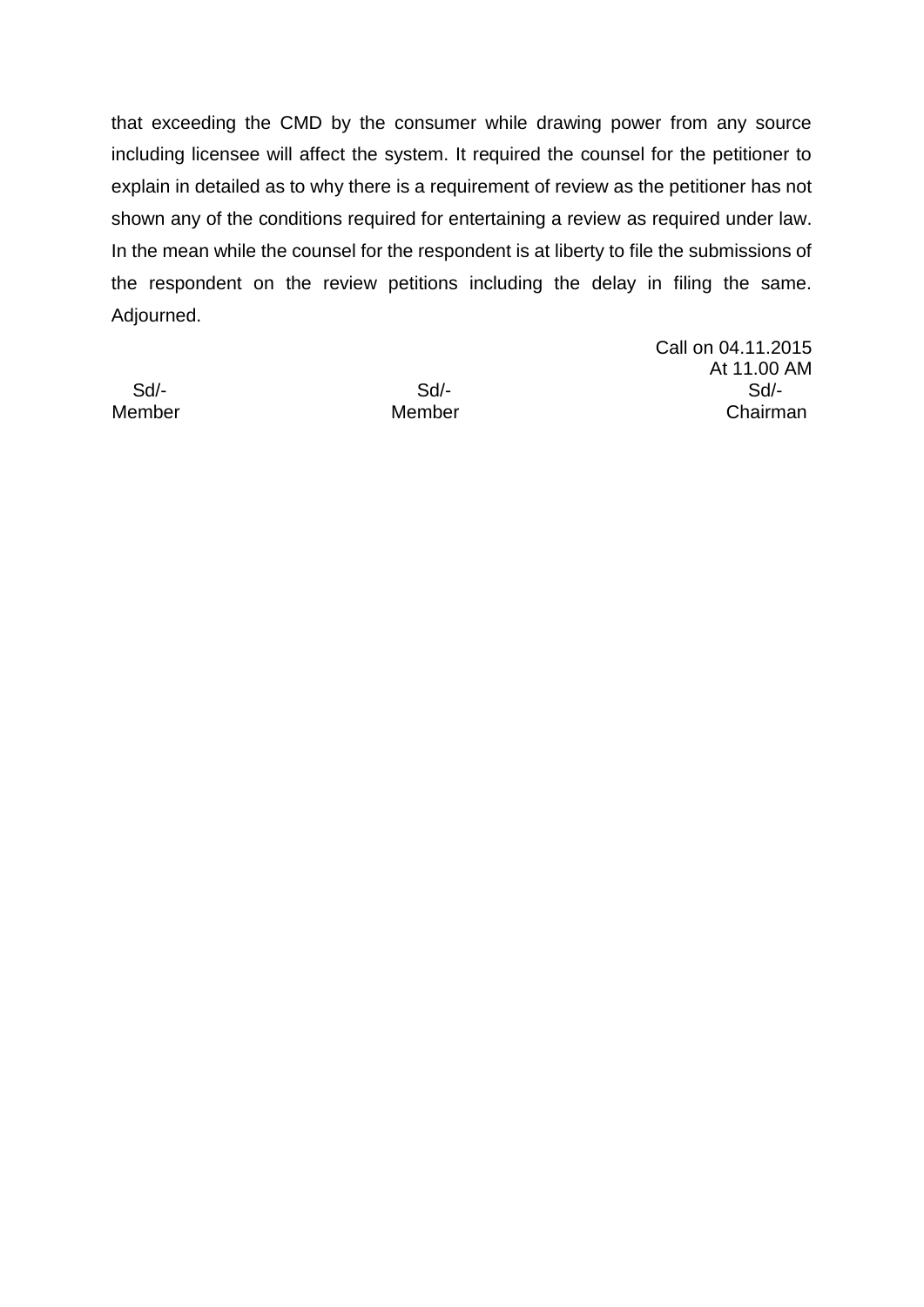that exceeding the CMD by the consumer while drawing power from any source including licensee will affect the system. It required the counsel for the petitioner to explain in detailed as to why there is a requirement of review as the petitioner has not shown any of the conditions required for entertaining a review as required under law. In the mean while the counsel for the respondent is at liberty to file the submissions of the respondent on the review petitions including the delay in filing the same. Adjourned.

Call on 04.11.2015
At 11.00 AM

| | | |
|---|---|---|
| Sd/- | Sd/- | Sd/- |
| Member | Member | Chairman |